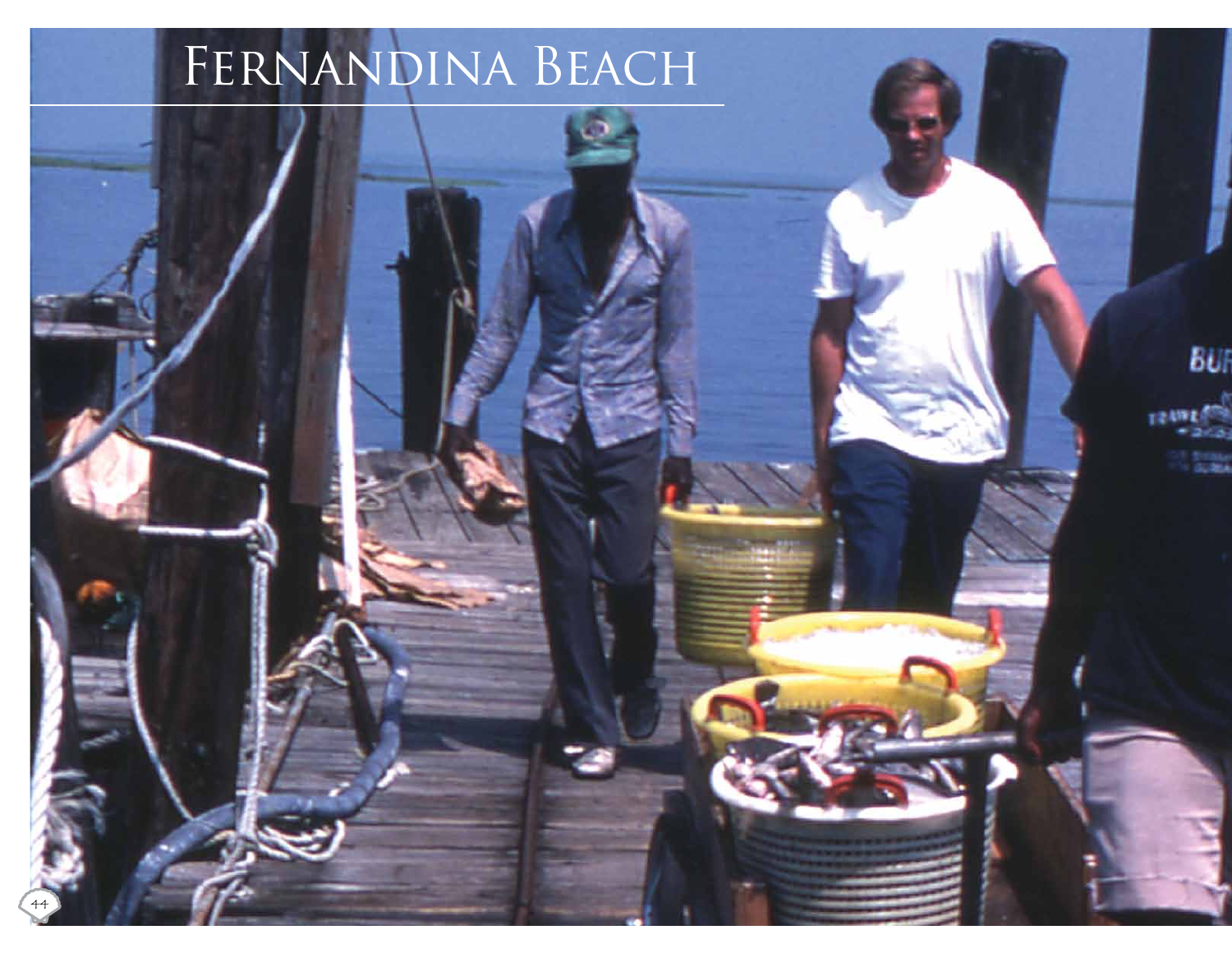# Fernandina Beach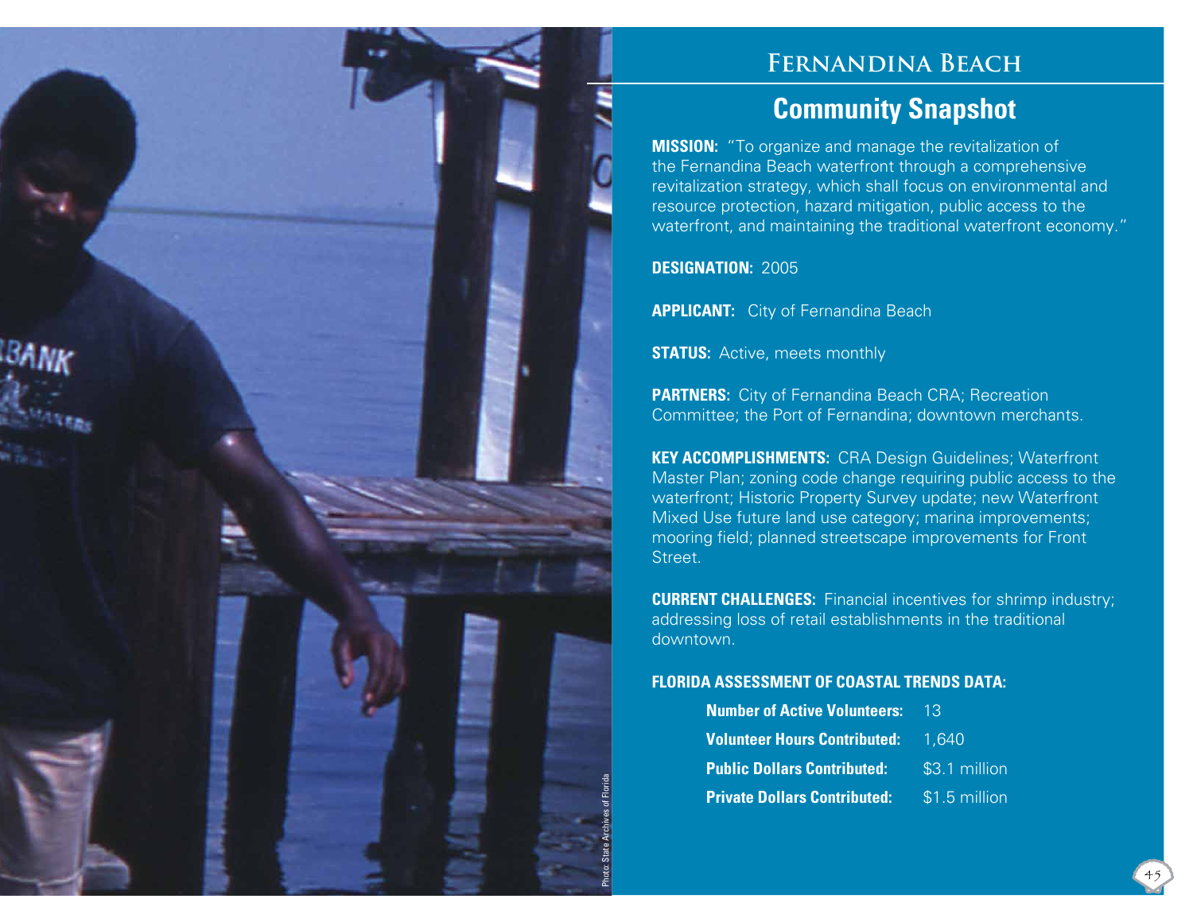# Fernandina Beach

## Community Snapshot

**MISSION:** "To organize and manage the revitalization of the Fernandina Beach waterfront through a comprehensive revitalization strategy, which shall focus on environmental and resource protection, hazard mitigation, public access to the waterfront, and maintaining the traditional waterfront economy."

**DESIGNATION:** 2005

**APPLICANT:** City of Fernandina Beach

**STATUS:** Active, meets monthly

**PARTNERS:** City of Fernandina Beach CRA; Recreation Committee; the Port of Fernandina; downtown merchants.

**KEY ACCOMPLISHMENTS:** CRA Design Guidelines; Waterfront Master Plan; zoning code change requiring public access to the waterfront; Historic Property Survey update; new Waterfront Mixed Use future land use category; marina improvements; mooring field; planned streetscape improvements for Front Street.

**CURRENT CHALLENGES:** Financial incentives for shrimp industry; addressing loss of retail establishments in the traditional downtown.

**FLORIDA ASSESSMENT OF COASTAL TRENDS DATA:**

| | |
|---|---|
| **Number of Active Volunteers:** | 13 |
| **Volunteer Hours Contributed:** | 1,640 |
| **Public Dollars Contributed:** | $3.1 million |
| **Private Dollars Contributed:** | $1.5 million |

Photo: State Archives of Florida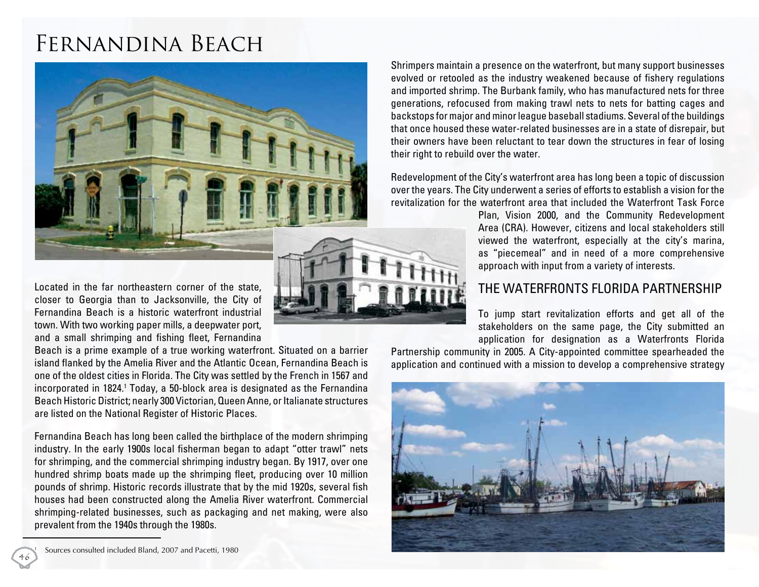# Fernandina Beach

Located in the far northeastern corner of the state, closer to Georgia than to Jacksonville, the City of Fernandina Beach is a historic waterfront industrial town. With two working paper mills, a deepwater port, and a small shrimping and fishing fleet, Fernandina Beach is a prime example of a true working waterfront. Situated on a barrier island flanked by the Amelia River and the Atlantic Ocean, Fernandina Beach is one of the oldest cities in Florida. The City was settled by the French in 1567 and incorporated in 1824.[1] Today, a 50-block area is designated as the Fernandina Beach Historic District; nearly 300 Victorian, Queen Anne, or Italianate structures are listed on the National Register of Historic Places.

Fernandina Beach has long been called the birthplace of the modern shrimping industry. In the early 1900s local fisherman began to adapt "otter trawl" nets for shrimping, and the commercial shrimping industry began. By 1917, over one hundred shrimp boats made up the shrimping fleet, producing over 10 million pounds of shrimp. Historic records illustrate that by the mid 1920s, several fish houses had been constructed along the Amelia River waterfront. Commercial shrimping-related businesses, such as packaging and net making, were also prevalent from the 1940s through the 1980s.

Shrimpers maintain a presence on the waterfront, but many support businesses evolved or retooled as the industry weakened because of fishery regulations and imported shrimp. The Burbank family, who has manufactured nets for three generations, refocused from making trawl nets to nets for batting cages and backstops for major and minor league baseball stadiums. Several of the buildings that once housed these water-related businesses are in a state of disrepair, but their owners have been reluctant to tear down the structures in fear of losing their right to rebuild over the water.

Redevelopment of the City's waterfront area has long been a topic of discussion over the years. The City underwent a series of efforts to establish a vision for the revitalization for the waterfront area that included the Waterfront Task Force Plan, Vision 2000, and the Community Redevelopment Area (CRA). However, citizens and local stakeholders still viewed the waterfront, especially at the city's marina, as "piecemeal" and in need of a more comprehensive approach with input from a variety of interests.

## The Waterfronts Florida Partnership

To jump start revitalization efforts and get all of the stakeholders on the same page, the City submitted an application for designation as a Waterfronts Florida Partnership community in 2005. A City-appointed committee spearheaded the application and continued with a mission to develop a comprehensive strategy

[1] Sources consulted included Bland, 2007 and Pacetti, 1980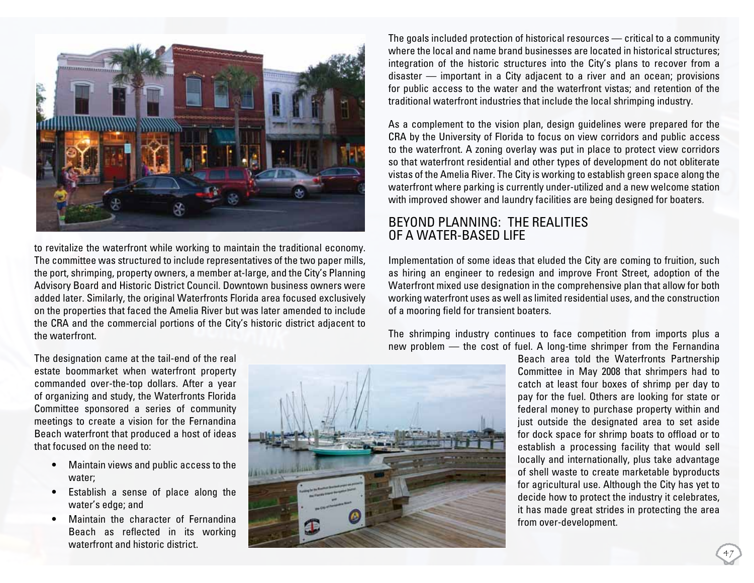to revitalize the waterfront while working to maintain the traditional economy. The committee was structured to include representatives of the two paper mills, the port, shrimping, property owners, a member at-large, and the City's Planning Advisory Board and Historic District Council. Downtown business owners were added later. Similarly, the original Waterfronts Florida area focused exclusively on the properties that faced the Amelia River but was later amended to include the CRA and the commercial portions of the City's historic district adjacent to the waterfront.

The designation came at the tail-end of the real estate boommarket when waterfront property commanded over-the-top dollars. After a year of organizing and study, the Waterfronts Florida Committee sponsored a series of community meetings to create a vision for the Fernandina Beach waterfront that produced a host of ideas that focused on the need to:

- Maintain views and public access to the water;
- Establish a sense of place along the water's edge; and
- Maintain the character of Fernandina Beach as reflected in its working waterfront and historic district.

The goals included protection of historical resources — critical to a community where the local and name brand businesses are located in historical structures; integration of the historic structures into the City's plans to recover from a disaster — important in a City adjacent to a river and an ocean; provisions for public access to the water and the waterfront vistas; and retention of the traditional waterfront industries that include the local shrimping industry.

As a complement to the vision plan, design guidelines were prepared for the CRA by the University of Florida to focus on view corridors and public access to the waterfront. A zoning overlay was put in place to protect view corridors so that waterfront residential and other types of development do not obliterate vistas of the Amelia River. The City is working to establish green space along the waterfront where parking is currently under-utilized and a new welcome station with improved shower and laundry facilities are being designed for boaters.

## BEYOND PLANNING: THE REALITIES OF A WATER-BASED LIFE

Implementation of some ideas that eluded the City are coming to fruition, such as hiring an engineer to redesign and improve Front Street, adoption of the Waterfront mixed use designation in the comprehensive plan that allow for both working waterfront uses as well as limited residential uses, and the construction of a mooring field for transient boaters.

The shrimping industry continues to face competition from imports plus a new problem — the cost of fuel. A long-time shrimper from the Fernandina Beach area told the Waterfronts Partnership Committee in May 2008 that shrimpers had to catch at least four boxes of shrimp per day to pay for the fuel. Others are looking for state or federal money to purchase property within and just outside the designated area to set aside for dock space for shrimp boats to offload or to establish a processing facility that would sell locally and internationally, plus take advantage of shell waste to create marketable byproducts for agricultural use. Although the City has yet to decide how to protect the industry it celebrates, it has made great strides in protecting the area from over-development.